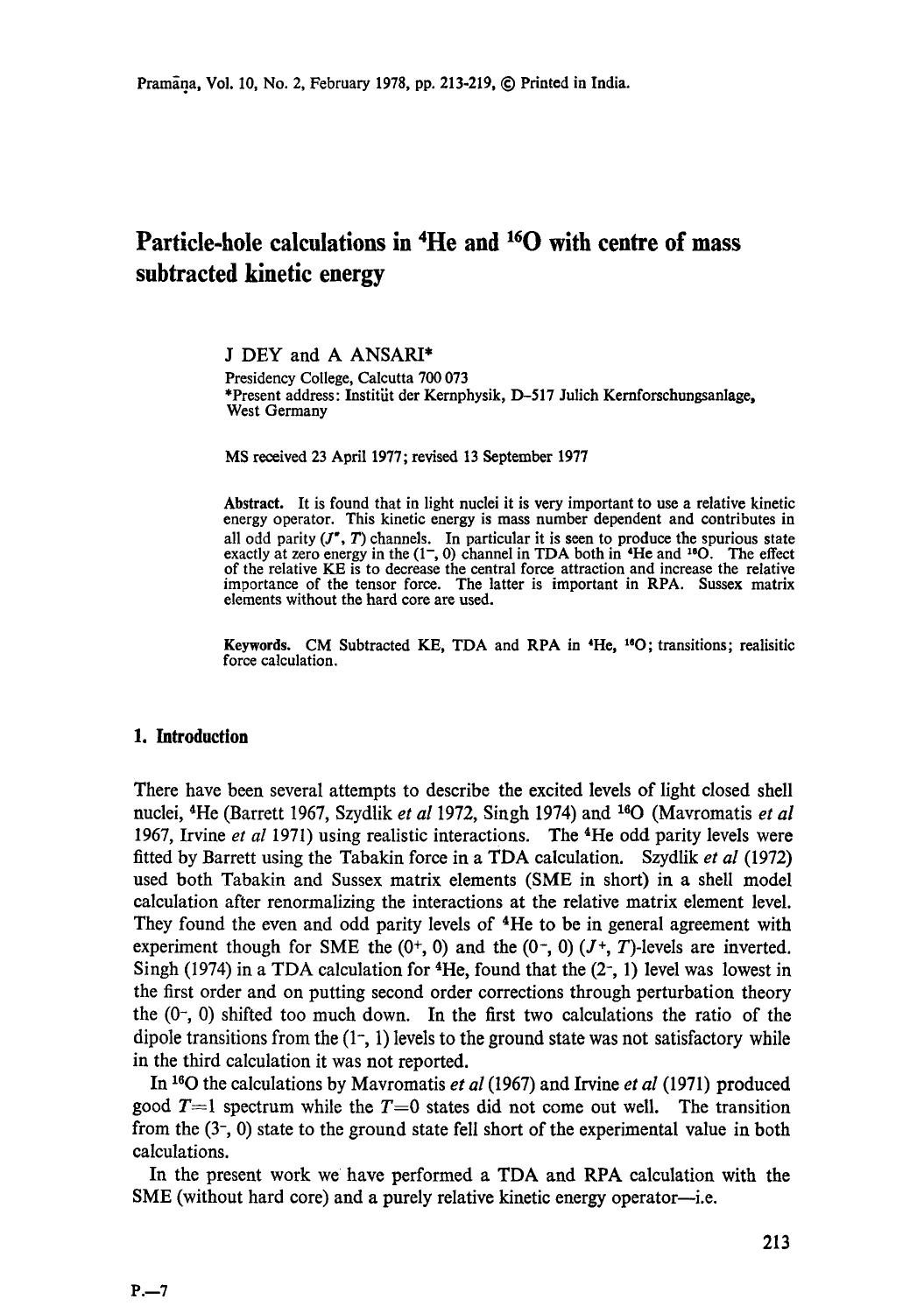# Particle-hole calculations in $^4$He and $^{16}$O with centre of mass subtracted kinetic energy

J DEY and A ANSARI*

Presidency College, Calcutta 700 073

*Present address: Institüt der Kernphysik, D-517 Julich Kernforschungsanlage, West Germany

MS received 23 April 1977; revised 13 September 1977

**Abstract.** It is found that in light nuclei it is very important to use a relative kinetic energy operator. This kinetic energy is mass number dependent and contributes in all odd parity ($J^\pi$, $T$) channels. In particular it is seen to produce the spurious state exactly at zero energy in the ($1^-$, 0) channel in TDA both in $^4$He and $^{16}$O. The effect of the relative KE is to decrease the central force attraction and increase the relative importance of the tensor force. The latter is important in RPA. Sussex matrix elements without the hard core are used.

**Keywords.** CM Subtracted KE, TDA and RPA in $^4$He, $^{16}$O; transitions; realisitic force calculation.

## 1. Introduction

There have been several attempts to describe the excited levels of light closed shell nuclei, $^4$He (Barrett 1967, Szydlik *et al* 1972, Singh 1974) and $^{16}$O (Mavromatis *et al* 1967, Irvine *et al* 1971) using realistic interactions. The $^4$He odd parity levels were fitted by Barrett using the Tabakin force in a TDA calculation. Szydlik *et al* (1972) used both Tabakin and Sussex matrix elements (SME in short) in a shell model calculation after renormalizing the interactions at the relative matrix element level. They found the even and odd parity levels of $^4$He to be in general agreement with experiment though for SME the ($0^+$, 0) and the ($0^-$, 0) ($J^+$, $T$)-levels are inverted. Singh (1974) in a TDA calculation for $^4$He, found that the ($2^-$, 1) level was lowest in the first order and on putting second order corrections through perturbation theory the ($0^-$, 0) shifted too much down. In the first two calculations the ratio of the dipole transitions from the ($1^-$, 1) levels to the ground state was not satisfactory while in the third calculation it was not reported.

In $^{16}$O the calculations by Mavromatis *et al* (1967) and Irvine *et al* (1971) produced good $T=1$ spectrum while the $T=0$ states did not come out well. The transition from the ($3^-$, 0) state to the ground state fell short of the experimental value in both calculations.

In the present work we have performed a TDA and RPA calculation with the SME (without hard core) and a purely relative kinetic energy operator—i.e.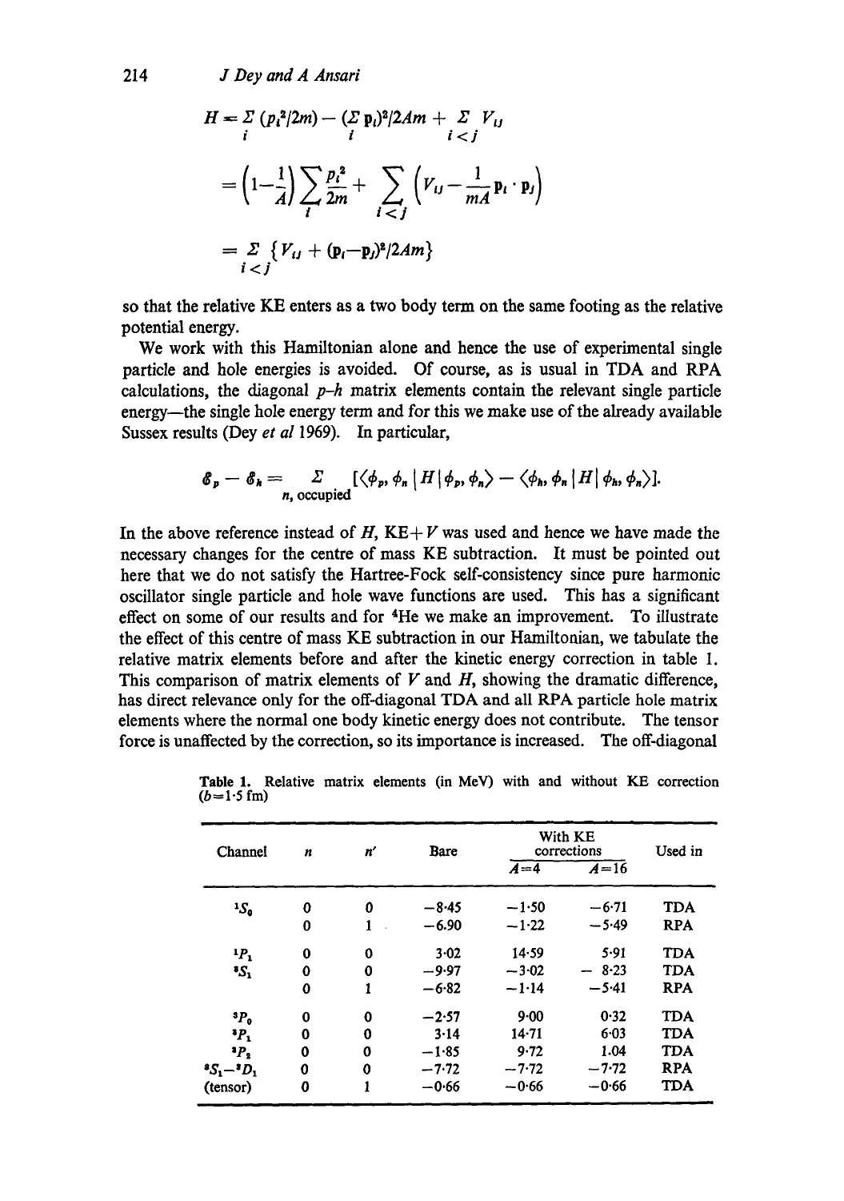$$H = \sum_i (p_i^2/2m) - (\sum_i \mathbf{p}_i)^2/2Am + \sum_{i<j} V_{ij}$$

$$= \left(1-\frac{1}{A}\right)\sum_i \frac{p_i^2}{2m} + \sum_{i<j}\left(V_{ij} - \frac{1}{mA}\mathbf{p}_i \cdot \mathbf{p}_j\right)$$

$$= \sum_{i<j} \{V_{ij} + (\mathbf{p}_i - \mathbf{p}_j)^2/2Am\}$$

so that the relative KE enters as a two body term on the same footing as the relative potential energy.

We work with this Hamiltonian alone and hence the use of experimental single particle and hole energies is avoided. Of course, as is usual in TDA and RPA calculations, the diagonal $p$–$h$ matrix elements contain the relevant single particle energy—the single hole energy term and for this we make use of the already available Sussex results (Dey *et al* 1969). In particular,

$$\mathscr{E}_p - \mathscr{E}_h = \sum_{n,\,\text{occupied}} [\langle \phi_p, \phi_n | H | \phi_p, \phi_n \rangle - \langle \phi_h, \phi_n | H | \phi_h, \phi_n \rangle].$$

In the above reference instead of $H$, KE$+V$ was used and hence we have made the necessary changes for the centre of mass KE subtraction. It must be pointed out here that we do not satisfy the Hartree-Fock self-consistency since pure harmonic oscillator single particle and hole wave functions are used. This has a significant effect on some of our results and for $^4$He we make an improvement. To illustrate the effect of this centre of mass KE subtraction in our Hamiltonian, we tabulate the relative matrix elements before and after the kinetic energy correction in table 1. This comparison of matrix elements of $V$ and $H$, showing the dramatic difference, has direct relevance only for the off-diagonal TDA and all RPA particle hole matrix elements where the normal one body kinetic energy does not contribute. The tensor force is unaffected by the correction, so its importance is increased. The off-diagonal

**Table 1.** Relative matrix elements (in MeV) with and without KE correction ($b$=1·5 fm)

| Channel | $n$ | $n'$ | Bare | With KE corrections $A$=4 | $A$=16 | Used in |
|---|---|---|---|---|---|---|
| $^1S_0$ | 0 | 0 | −8·45 | −1·50 | −6·71 | TDA |
| | 0 | 1 | −6.90 | −1·22 | −5·49 | RPA |
| $^1P_1$ | 0 | 0 | 3·02 | 14·59 | 5·91 | TDA |
| $^3S_1$ | 0 | 0 | −9·97 | −3·02 | −8·23 | TDA |
| | 0 | 1 | −6·82 | −1·14 | −5·41 | RPA |
| $^3P_0$ | 0 | 0 | −2·57 | 9·00 | 0·32 | TDA |
| $^3P_1$ | 0 | 0 | 3·14 | 14·71 | 6·03 | TDA |
| $^3P_2$ | 0 | 0 | −1·85 | 9·72 | 1.04 | TDA |
| $^3S_1$–$^3D_1$ | 0 | 0 | −7·72 | −7·72 | −7·72 | RPA |
| (tensor) | 0 | 1 | −0·66 | −0·66 | −0·66 | TDA |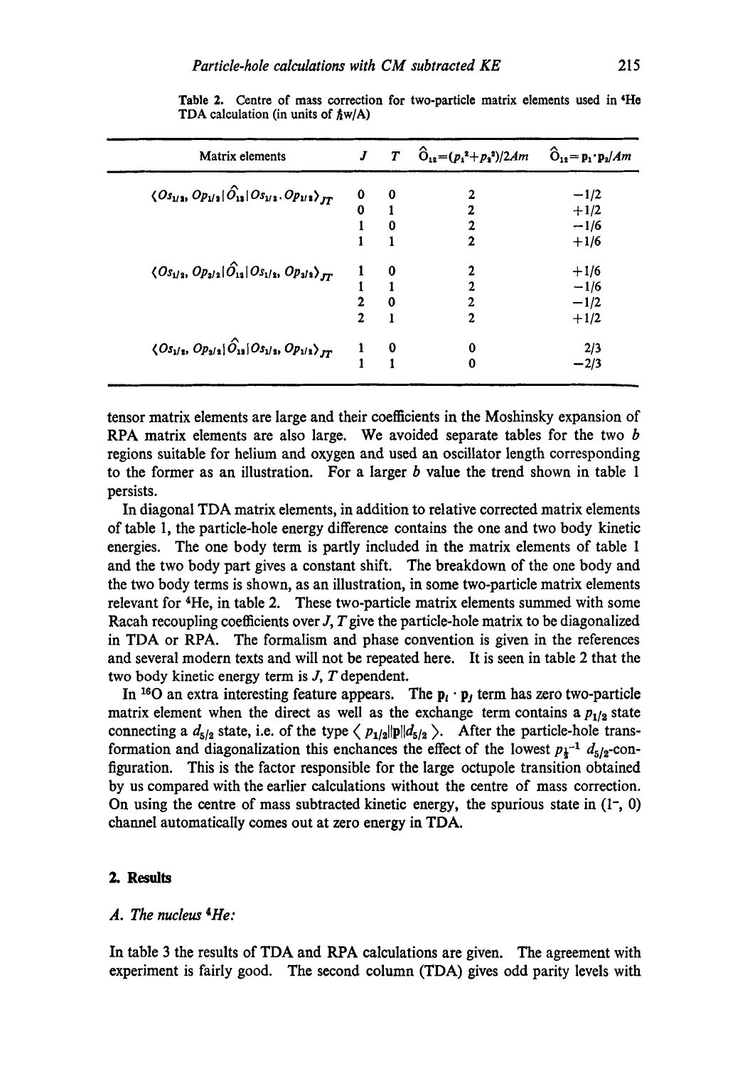Table 2. Centre of mass correction for two-particle matrix elements used in $^4$He TDA calculation (in units of $\hbar w/A$)

| Matrix elements | $J$ | $T$ | $\hat{O}_{12}=(p_1^2+p_2^2)/2Am$ | $\hat{O}_{12}=\mathbf{p}_1\cdot\mathbf{p}_2/Am$ |
|---|---|---|---|---|
| $\langle Os_{1/2}, Op_{1/2}\vert\hat{O}_{12}\vert Os_{1/2}, Op_{1/2}\rangle_{JT}$ | 0 | 0 | 2 | $-1/2$ |
| | 0 | 1 | 2 | $+1/2$ |
| | 1 | 0 | 2 | $-1/6$ |
| | 1 | 1 | 2 | $+1/6$ |
| $\langle Os_{1/2}, Op_{3/2}\vert\hat{O}_{12}\vert Os_{1/2}, Op_{3/2}\rangle_{JT}$ | 1 | 0 | 2 | $+1/6$ |
| | 1 | 1 | 2 | $-1/6$ |
| | 2 | 0 | 2 | $-1/2$ |
| | 2 | 1 | 2 | $+1/2$ |
| $\langle Os_{1/2}, Op_{3/2}\vert\hat{O}_{12}\vert Os_{1/2}, Op_{1/2}\rangle_{JT}$ | 1 | 0 | 0 | $2/3$ |
| | 1 | 1 | 0 | $-2/3$ |

tensor matrix elements are large and their coefficients in the Moshinsky expansion of RPA matrix elements are also large. We avoided separate tables for the two $b$ regions suitable for helium and oxygen and used an oscillator length corresponding to the former as an illustration. For a larger $b$ value the trend shown in table 1 persists.

In diagonal TDA matrix elements, in addition to relative corrected matrix elements of table 1, the particle-hole energy difference contains the one and two body kinetic energies. The one body term is partly included in the matrix elements of table 1 and the two body part gives a constant shift. The breakdown of the one body and the two body terms is shown, as an illustration, in some two-particle matrix elements relevant for $^4$He, in table 2. These two-particle matrix elements summed with some Racah recoupling coefficients over $J$, $T$ give the particle-hole matrix to be diagonalized in TDA or RPA. The formalism and phase convention is given in the references and several modern texts and will not be repeated here. It is seen in table 2 that the two body kinetic energy term is $J$, $T$ dependent.

In $^{16}$O an extra interesting feature appears. The $\mathbf{p}_i\cdot\mathbf{p}_j$ term has zero two-particle matrix element when the direct as well as the exchange term contains a $p_{1/2}$ state connecting a $d_{5/2}$ state, i.e. of the type $\langle p_{1/2}\Vert\mathbf{p}\Vert d_{5/2}\rangle$. After the particle-hole transformation and diagonalization this enchances the effect of the lowest $p_{\frac{1}{2}}^{-1}\, d_{5/2}$-configuration. This is the factor responsible for the large octupole transition obtained by us compared with the earlier calculations without the centre of mass correction. On using the centre of mass subtracted kinetic energy, the spurious state in $(1^-, 0)$ channel automatically comes out at zero energy in TDA.

## 2. Results

### A. The nucleus $^4$He:

In table 3 the results of TDA and RPA calculations are given. The agreement with experiment is fairly good. The second column (TDA) gives odd parity levels with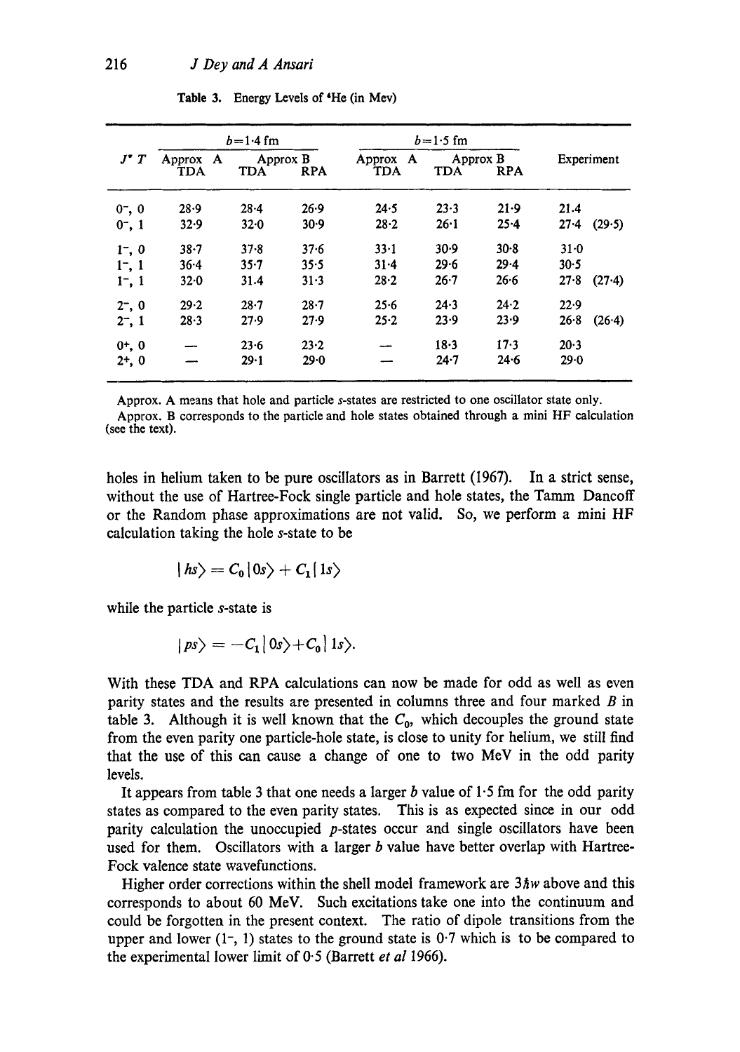Table 3. Energy Levels of $^{4}$He (in Mev)

| $J^{\pi}$ $T$ | $b=1\cdot4$ fm | | | $b=1\cdot5$ fm | | | Experiment |
|---|---|---|---|---|---|---|---|
| | Approx A TDA | Approx B TDA | Approx B RPA | Approx A TDA | Approx B TDA | Approx B RPA | |
| $0^-$, 0 | 28·9 | 28·4 | 26·9 | 24·5 | 23·3 | 21·9 | 21·4 |
| $0^-$, 1 | 32·9 | 32·0 | 30·9 | 28·2 | 26·1 | 25·4 | 27·4 (29·5) |
| $1^-$, 0 | 38·7 | 37·8 | 37·6 | 33·1 | 30·9 | 30·8 | 31·0 |
| $1^-$, 1 | 36·4 | 35·7 | 35·5 | 31·4 | 29·6 | 29·4 | 30·5 |
| $1^-$, 1 | 32·0 | 31·4 | 31·3 | 28·2 | 26·7 | 26·6 | 27·8 (27·4) |
| $2^-$, 0 | 29·2 | 28·7 | 28·7 | 25·6 | 24·3 | 24·2 | 22·9 |
| $2^-$, 1 | 28·3 | 27·9 | 27·9 | 25·2 | 23·9 | 23·9 | 26·8 (26·4) |
| $0^+$, 0 | — | 23·6 | 23·2 | — | 18·3 | 17·3 | 20·3 |
| $2^+$, 0 | — | 29·1 | 29·0 | — | 24·7 | 24·6 | 29·0 |

Approx. A means that hole and particle $s$-states are restricted to one oscillator state only.
Approx. B corresponds to the particle and hole states obtained through a mini HF calculation (see the text).

holes in helium taken to be pure oscillators as in Barrett (1967). In a strict sense, without the use of Hartree-Fock single particle and hole states, the Tamm Dancoff or the Random phase approximations are not valid. So, we perform a mini HF calculation taking the hole $s$-state to be

$$|hs\rangle = C_0\,|0s\rangle + C_1\,|1s\rangle$$

while the particle $s$-state is

$$|ps\rangle = -C_1\,|0s\rangle + C_0\,|1s\rangle.$$

With these TDA and RPA calculations can now be made for odd as well as even parity states and the results are presented in columns three and four marked $B$ in table 3. Although it is well known that the $C_0$, which decouples the ground state from the even parity one particle-hole state, is close to unity for helium, we still find that the use of this can cause a change of one to two MeV in the odd parity levels.

It appears from table 3 that one needs a larger $b$ value of 1·5 fm for the odd parity states as compared to the even parity states. This is as expected since in our odd parity calculation the unoccupied $p$-states occur and single oscillators have been used for them. Oscillators with a larger $b$ value have better overlap with Hartree-Fock valence state wavefunctions.

Higher order corrections within the shell model framework are $3\hbar w$ above and this corresponds to about 60 MeV. Such excitations take one into the continuum and could be forgotten in the present context. The ratio of dipole transitions from the upper and lower ($1^-$, 1) states to the ground state is 0·7 which is to be compared to the experimental lower limit of 0·5 (Barrett *et al* 1966).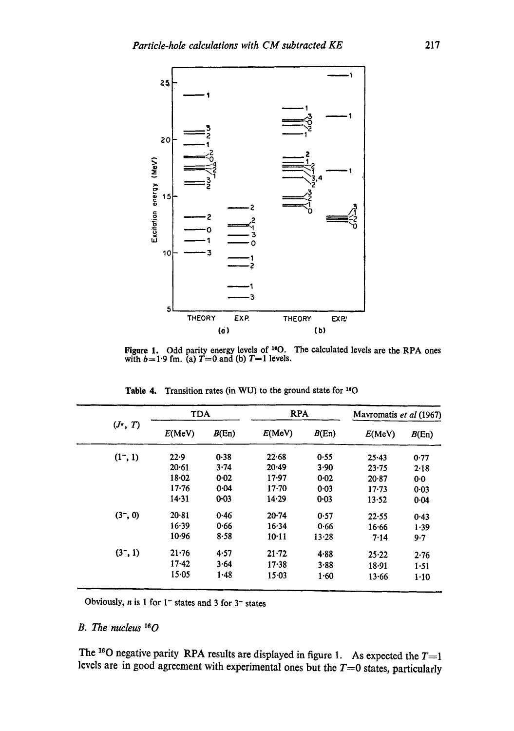Figure 1. Odd parity energy levels of $^{16}O$. The calculated levels are the RPA ones with $b=1{\cdot}9$ fm. (a) $T=0$ and (b) $T=1$ levels.

Table 4. Transition rates (in WU) to the ground state for $^{16}O$

| $(J^{\pi}, T)$ | TDA | | RPA | | Mavromatis *et al* (1967) | |
|---|---|---|---|---|---|---|
| | $E$(MeV) | $B$(E$n$) | $E$(MeV) | $B$(E$n$) | $E$(MeV) | $B$(E$n$) |
| $(1^-, 1)$ | 22·9 | 0·38 | 22·68 | 0·55 | 25·43 | 0·77 |
| | 20·61 | 3·74 | 20·49 | 3·90 | 23·75 | 2·18 |
| | 18·02 | 0·02 | 17·97 | 0·02 | 20·87 | 0·0 |
| | 17·76 | 0·04 | 17·70 | 0·03 | 17·73 | 0·03 |
| | 14·31 | 0·03 | 14·29 | 0·03 | 13·52 | 0·04 |
| $(3^-, 0)$ | 20·81 | 0·46 | 20·74 | 0·57 | 22·55 | 0·43 |
| | 16·39 | 0·66 | 16·34 | 0·66 | 16·66 | 1·39 |
| | 10·96 | 8·58 | 10·11 | 13·28 | 7·14 | 9·7 |
| $(3^-, 1)$ | 21·76 | 4·57 | 21·72 | 4·88 | 25·22 | 2·76 |
| | 17·42 | 3·64 | 17·38 | 3·88 | 18·91 | 1·51 |
| | 15·05 | 1·48 | 15·03 | 1·60 | 13·66 | 1·10 |

Obviously, $n$ is 1 for $1^-$ states and 3 for $3^-$ states

### B. The nucleus $^{16}O$

The $^{16}O$ negative parity RPA results are displayed in figure 1. As expected the $T=1$ levels are in good agreement with experimental ones but the $T=0$ states, particularly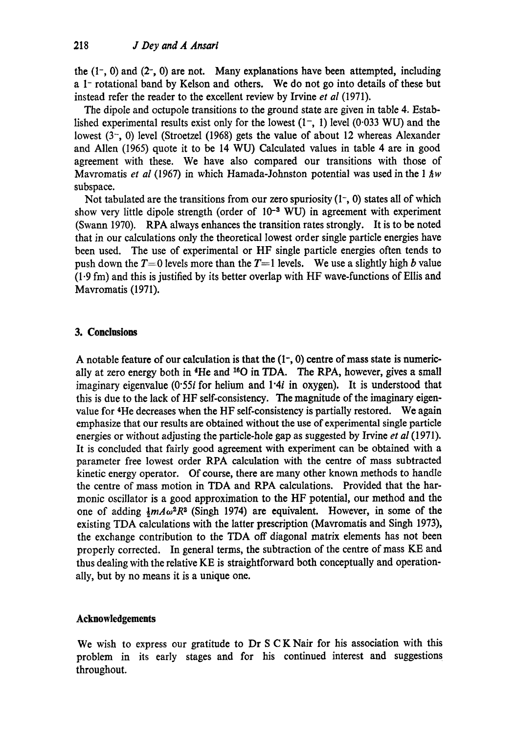the $(1^-, 0)$ and $(2^-, 0)$ are not. Many explanations have been attempted, including a $1^-$ rotational band by Kelson and others. We do not go into details of these but instead refer the reader to the excellent review by Irvine *et al* (1971).

The dipole and octupole transitions to the ground state are given in table 4. Established experimental results exist only for the lowest $(1^-, 1)$ level (0·033 WU) and the lowest $(3^-, 0)$ level (Stroetzel (1968) gets the value of about 12 whereas Alexander and Allen (1965) quote it to be 14 WU) Calculated values in table 4 are in good agreement with these. We have also compared our transitions with those of Mavromatis *et al* (1967) in which Hamada-Johnston potential was used in the 1 $\hbar w$ subspace.

Not tabulated are the transitions from our zero spuriosity $(1^-, 0)$ states all of which show very little dipole strength (order of $10^{-3}$ WU) in agreement with experiment (Swann 1970). RPA always enhances the transition rates strongly. It is to be noted that in our calculations only the theoretical lowest order single particle energies have been used. The use of experimental or HF single particle energies often tends to push down the $T=0$ levels more than the $T=1$ levels. We use a slightly high $b$ value (1·9 fm) and this is justified by its better overlap with HF wave-functions of Ellis and Mavromatis (1971).

## 3. Conclusions

A notable feature of our calculation is that the $(1^-, 0)$ centre of mass state is numerically at zero energy both in $^4$He and $^{16}$O in TDA. The RPA, however, gives a small imaginary eigenvalue (0·55$i$ for helium and 1·4$i$ in oxygen). It is understood that this is due to the lack of HF self-consistency. The magnitude of the imaginary eigenvalue for $^4$He decreases when the HF self-consistency is partially restored. We again emphasize that our results are obtained without the use of experimental single particle energies or without adjusting the particle-hole gap as suggested by Irvine *et al* (1971). It is concluded that fairly good agreement with experiment can be obtained with a parameter free lowest order RPA calculation with the centre of mass subtracted kinetic energy operator. Of course, there are many other known methods to handle the centre of mass motion in TDA and RPA calculations. Provided that the harmonic oscillator is a good approximation to the HF potential, our method and the one of adding $\frac{1}{2}mA\omega^2R^2$ (Singh 1974) are equivalent. However, in some of the existing TDA calculations with the latter prescription (Mavromatis and Singh 1973), the exchange contribution to the TDA off diagonal matrix elements has not been properly corrected. In general terms, the subtraction of the centre of mass KE and thus dealing with the relative KE is straightforward both conceptually and operationally, but by no means it is a unique one.

### Acknowledgements

We wish to express our gratitude to Dr S C K Nair for his association with this problem in its early stages and for his continued interest and suggestions throughout.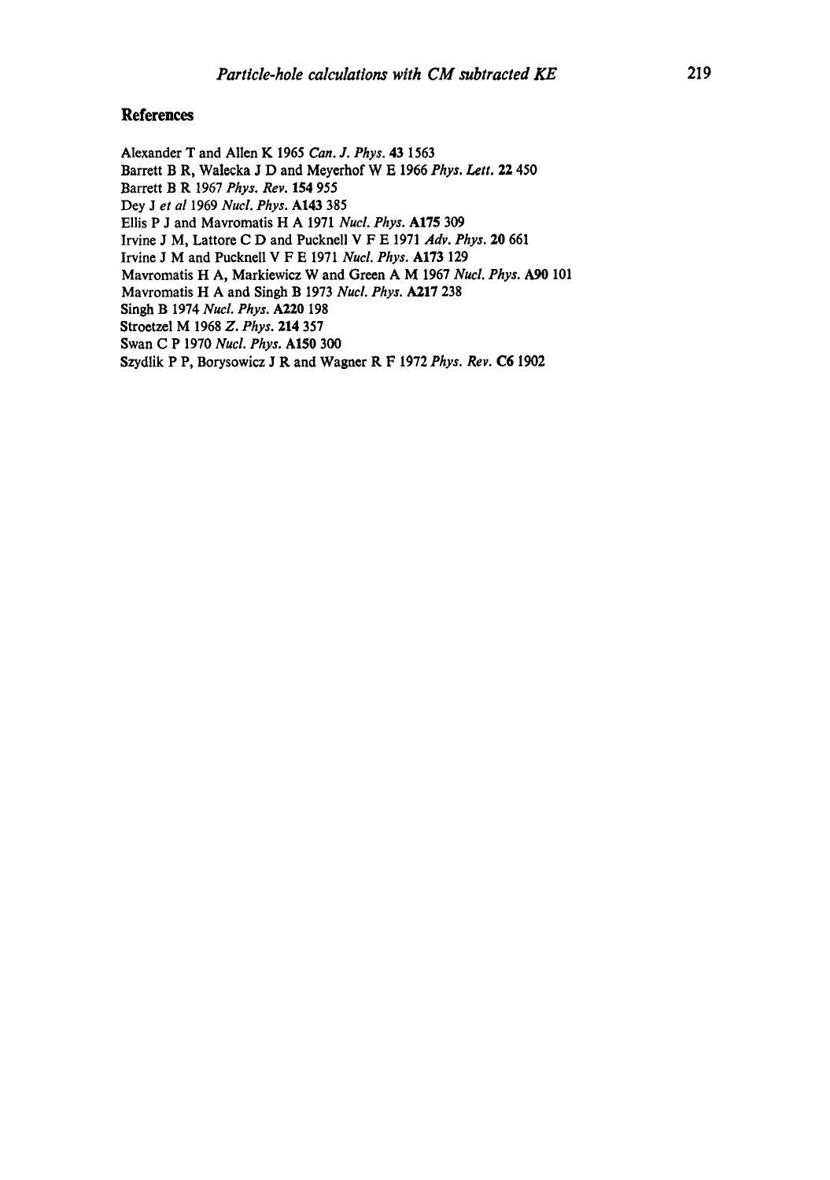## References

Alexander T and Allen K 1965 *Can. J. Phys.* **43** 1563

Barrett B R, Walecka J D and Meyerhof W E 1966 *Phys. Lett.* **22** 450

Barrett B R 1967 *Phys. Rev.* **154** 955

Dey J *et al* 1969 *Nucl. Phys.* **A143** 385

Ellis P J and Mavromatis H A 1971 *Nucl. Phys.* **A175** 309

Irvine J M, Lattore C D and Pucknell V F E 1971 *Adv. Phys.* **20** 661

Irvine J M and Pucknell V F E 1971 *Nucl. Phys.* **A173** 129

Mavromatis H A, Markiewicz W and Green A M 1967 *Nucl. Phys.* **A90** 101

Mavromatis H A and Singh B 1973 *Nucl. Phys.* **A217** 238

Singh B 1974 *Nucl. Phys.* **A220** 198

Stroetzel M 1968 *Z. Phys.* **214** 357

Swan C P 1970 *Nucl. Phys.* **A150** 300

Szydlik P P, Borysowicz J R and Wagner R F 1972 *Phys. Rev.* **C6** 1902